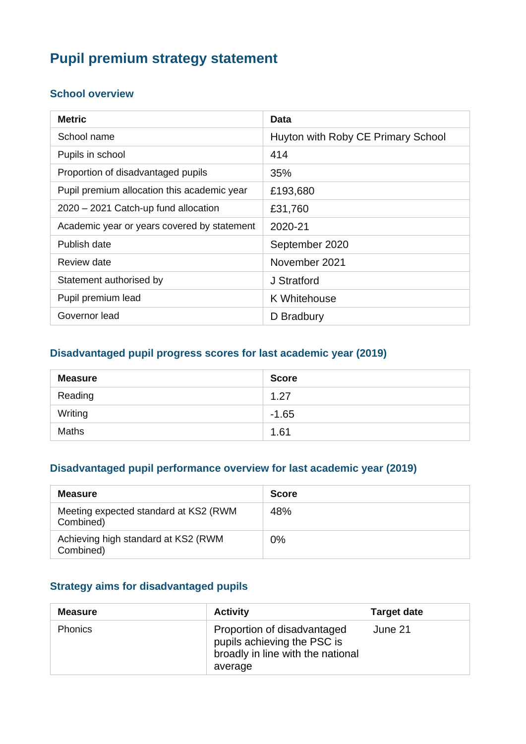# Pupil premium strategy statement

## School overview

| Metric | Data |
|---|---|
| School name | Huyton with Roby CE Primary School |
| Pupils in school | 414 |
| Proportion of disadvantaged pupils | 35% |
| Pupil premium allocation this academic year | £193,680 |
| 2020 – 2021 Catch-up fund allocation | £31,760 |
| Academic year or years covered by statement | 2020-21 |
| Publish date | September 2020 |
| Review date | November 2021 |
| Statement authorised by | J Stratford |
| Pupil premium lead | K Whitehouse |
| Governor lead | D Bradbury |

## Disadvantaged pupil progress scores for last academic year (2019)

| Measure | Score |
|---|---|
| Reading | 1.27 |
| Writing | -1.65 |
| Maths | 1.61 |

## Disadvantaged pupil performance overview for last academic year (2019)

| Measure | Score |
|---|---|
| Meeting expected standard at KS2 (RWM Combined) | 48% |
| Achieving high standard at KS2 (RWM Combined) | 0% |

## Strategy aims for disadvantaged pupils

| Measure | Activity | Target date |
|---|---|---|
| Phonics | Proportion of disadvantaged pupils achieving the PSC is broadly in line with the national average | June 21 |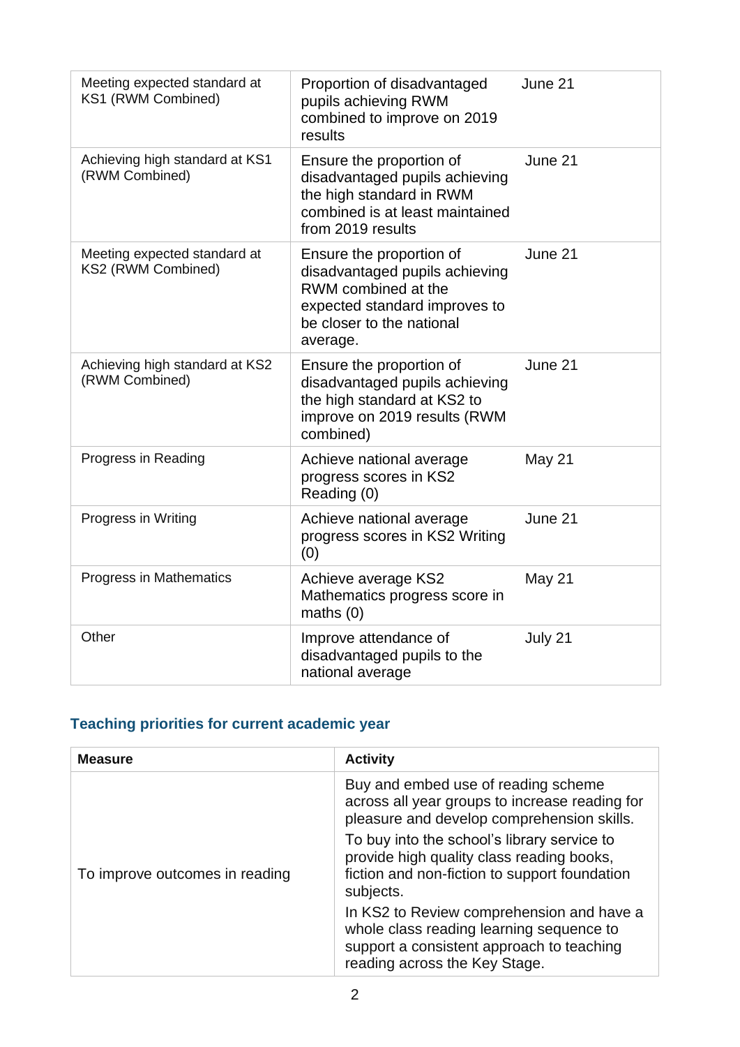| | | |
|---|---|---|
| Meeting expected standard at KS1 (RWM Combined) | Proportion of disadvantaged pupils achieving RWM combined to improve on 2019 results | June 21 |
| Achieving high standard at KS1 (RWM Combined) | Ensure the proportion of disadvantaged pupils achieving the high standard in RWM combined is at least maintained from 2019 results | June 21 |
| Meeting expected standard at KS2 (RWM Combined) | Ensure the proportion of disadvantaged pupils achieving RWM combined at the expected standard improves to be closer to the national average. | June 21 |
| Achieving high standard at KS2 (RWM Combined) | Ensure the proportion of disadvantaged pupils achieving the high standard at KS2 to improve on 2019 results (RWM combined) | June 21 |
| Progress in Reading | Achieve national average progress scores in KS2 Reading (0) | May 21 |
| Progress in Writing | Achieve national average progress scores in KS2 Writing (0) | June 21 |
| Progress in Mathematics | Achieve average KS2 Mathematics progress score in maths (0) | May 21 |
| Other | Improve attendance of disadvantaged pupils to the national average | July 21 |

## Teaching priorities for current academic year

| Measure | Activity |
|---|---|
| To improve outcomes in reading | Buy and embed use of reading scheme across all year groups to increase reading for pleasure and develop comprehension skills.<br><br>To buy into the school's library service to provide high quality class reading books, fiction and non-fiction to support foundation subjects.<br><br>In KS2 to Review comprehension and have a whole class reading learning sequence to support a consistent approach to teaching reading across the Key Stage. |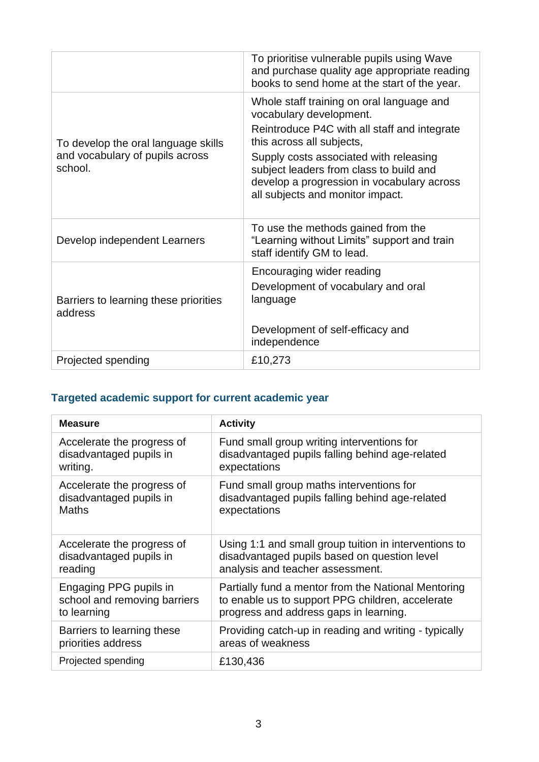|  |  |
|---|---|
|  | To prioritise vulnerable pupils using Wave and purchase quality age appropriate reading books to send home at the start of the year. |
| To develop the oral language skills and vocabulary of pupils across school. | Whole staff training on oral language and vocabulary development.<br>Reintroduce P4C with all staff and integrate this across all subjects,<br>Supply costs associated with releasing subject leaders from class to build and develop a progression in vocabulary across all subjects and monitor impact. |
| Develop independent Learners | To use the methods gained from the "Learning without Limits" support and train staff identify GM to lead. |
| Barriers to learning these priorities address | Encouraging wider reading<br>Development of vocabulary and oral language<br><br>Development of self-efficacy and independence |
| Projected spending | £10,273 |

## Targeted academic support for current academic year

| Measure | Activity |
|---|---|
| Accelerate the progress of disadvantaged pupils in writing. | Fund small group writing interventions for disadvantaged pupils falling behind age-related expectations |
| Accelerate the progress of disadvantaged pupils in Maths | Fund small group maths interventions for disadvantaged pupils falling behind age-related expectations |
| Accelerate the progress of disadvantaged pupils in reading | Using 1:1 and small group tuition in interventions to disadvantaged pupils based on question level analysis and teacher assessment. |
| Engaging PPG pupils in school and removing barriers to learning | Partially fund a mentor from the National Mentoring to enable us to support PPG children, accelerate progress and address gaps in learning. |
| Barriers to learning these priorities address | Providing catch-up in reading and writing - typically areas of weakness |
| Projected spending | £130,436 |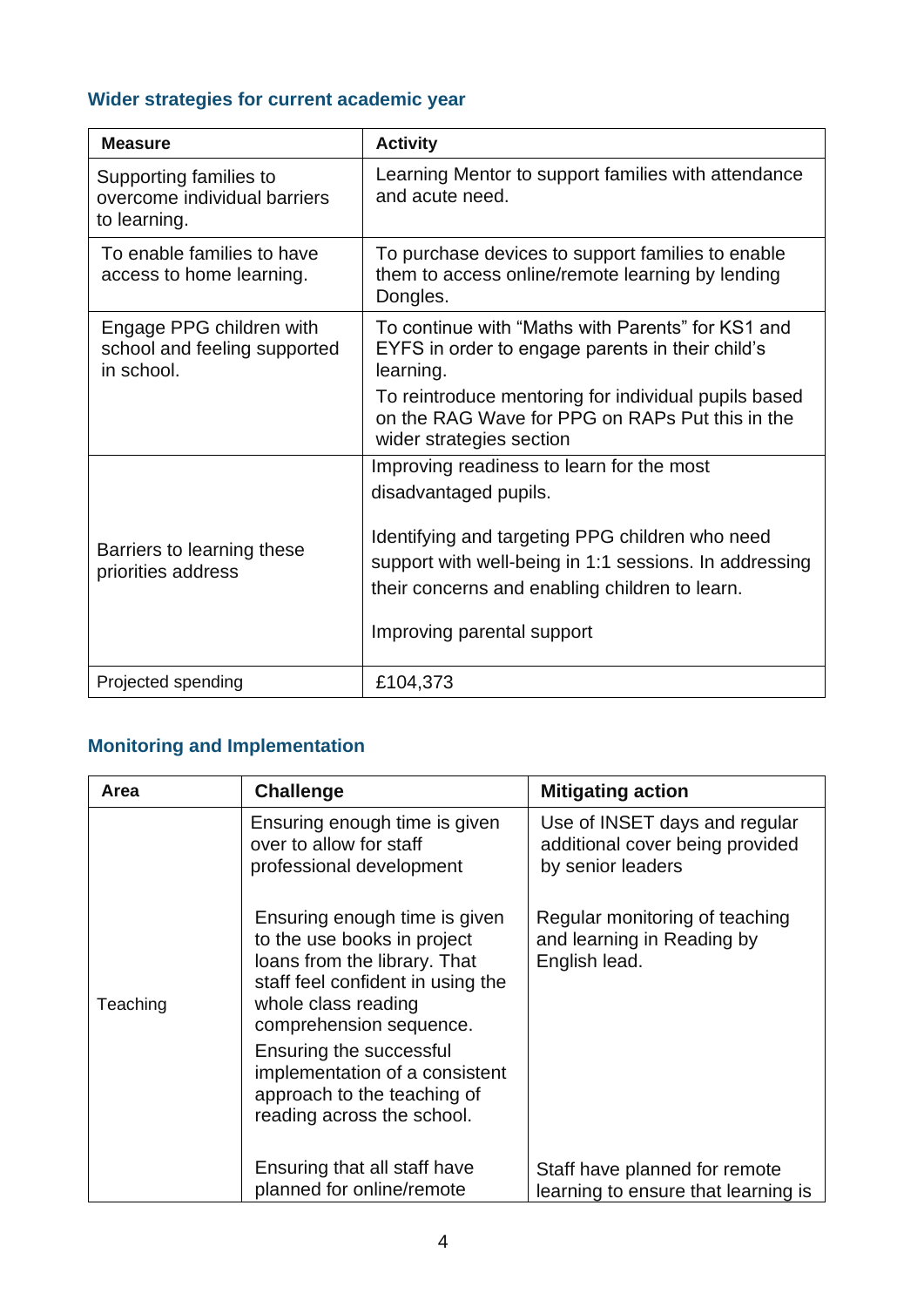### Wider strategies for current academic year

| Measure | Activity |
| --- | --- |
| Supporting families to overcome individual barriers to learning. | Learning Mentor to support families with attendance and acute need. |
| To enable families to have access to home learning. | To purchase devices to support families to enable them to access online/remote learning by lending Dongles. |
| Engage PPG children with school and feeling supported in school. | To continue with "Maths with Parents" for KS1 and EYFS in order to engage parents in their child's learning.<br>To reintroduce mentoring for individual pupils based on the RAG Wave for PPG on RAPs Put this in the wider strategies section |
| Barriers to learning these priorities address | Improving readiness to learn for the most disadvantaged pupils.<br><br>Identifying and targeting PPG children who need support with well-being in 1:1 sessions. In addressing their concerns and enabling children to learn.<br><br>Improving parental support |
| Projected spending | £104,373 |

### Monitoring and Implementation

| Area | Challenge | Mitigating action |
| --- | --- | --- |
| Teaching | Ensuring enough time is given over to allow for staff professional development | Use of INSET days and regular additional cover being provided by senior leaders |
| | Ensuring enough time is given to the use books in project loans from the library. That staff feel confident in using the whole class reading comprehension sequence.<br>Ensuring the successful implementation of a consistent approach to the teaching of reading across the school. | Regular monitoring of teaching and learning in Reading by English lead. |
| | Ensuring that all staff have planned for online/remote | Staff have planned for remote learning to ensure that learning is |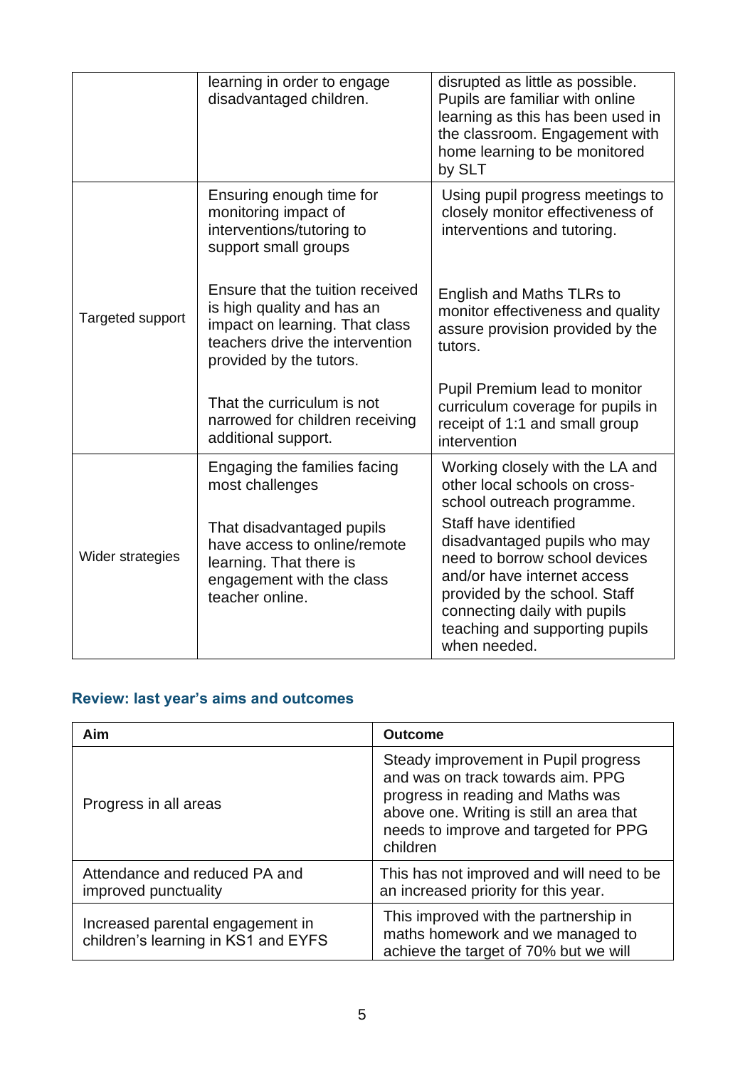|  |  |  |
|---|---|---|
|  | learning in order to engage disadvantaged children. | disrupted as little as possible. Pupils are familiar with online learning as this has been used in the classroom. Engagement with home learning to be monitored by SLT |
| Targeted support | Ensuring enough time for monitoring impact of interventions/tutoring to support small groups<br><br>Ensure that the tuition received is high quality and has an impact on learning. That class teachers drive the intervention provided by the tutors.<br><br>That the curriculum is not narrowed for children receiving additional support. | Using pupil progress meetings to closely monitor effectiveness of interventions and tutoring.<br><br>English and Maths TLRs to monitor effectiveness and quality assure provision provided by the tutors.<br><br>Pupil Premium lead to monitor curriculum coverage for pupils in receipt of 1:1 and small group intervention |
| Wider strategies | Engaging the families facing most challenges<br><br>That disadvantaged pupils have access to online/remote learning. That there is engagement with the class teacher online. | Working closely with the LA and other local schools on cross-school outreach programme.<br>Staff have identified disadvantaged pupils who may need to borrow school devices and/or have internet access provided by the school. Staff connecting daily with pupils teaching and supporting pupils when needed. |

## Review: last year's aims and outcomes

| Aim | Outcome |
|---|---|
| Progress in all areas | Steady improvement in Pupil progress and was on track towards aim. PPG progress in reading and Maths was above one. Writing is still an area that needs to improve and targeted for PPG children |
| Attendance and reduced PA and improved punctuality | This has not improved and will need to be an increased priority for this year. |
| Increased parental engagement in children's learning in KS1 and EYFS | This improved with the partnership in maths homework and we managed to achieve the target of 70% but we will |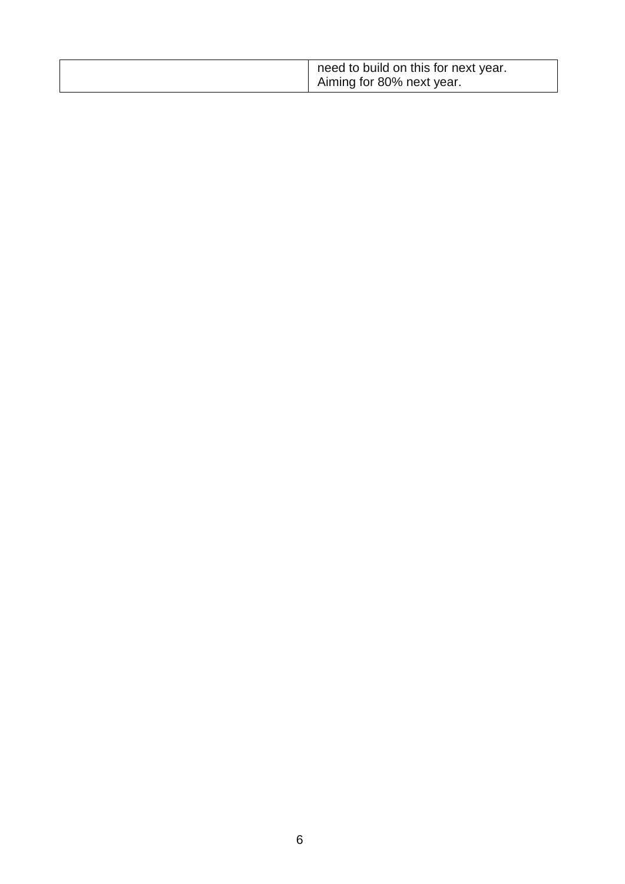| | |
|---|---|
| | need to build on this for next year. Aiming for 80% next year. |